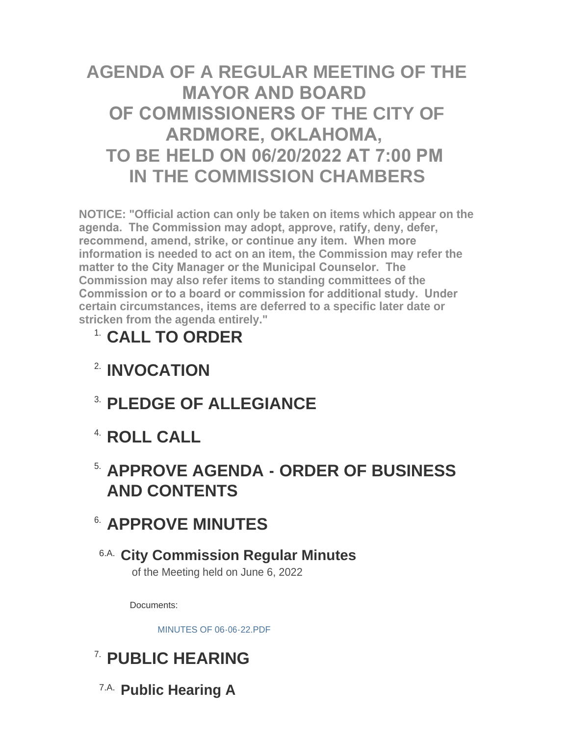# AGENDA OF A REGULAR MEETING OF THE MAYOR AND BOARD OF COMMISSIONERS OF THE CITY OF ARDMORE, OKLAHOMA, TO BE HELD ON 06/20/2022 AT 7:00 PM IN THE COMMISSION CHAMBERS

**NOTICE: "Official action can only be taken on items which appear on the agenda. The Commission may adopt, approve, ratify, deny, defer, recommend, amend, strike, or continue any item. When more information is needed to act on an item, the Commission may refer the matter to the City Manager or the Municipal Counselor. The Commission may also refer items to standing committees of the Commission or to a board or commission for additional study. Under certain circumstances, items are deferred to a specific later date or stricken from the agenda entirely."**

## 1. CALL TO ORDER

## 2. INVOCATION

## 3. PLEDGE OF ALLEGIANCE

## 4. ROLL CALL

## 5. APPROVE AGENDA - ORDER OF BUSINESS AND CONTENTS

## 6. APPROVE MINUTES

### 6.A. City Commission Regular Minutes

of the Meeting held on June 6, 2022

Documents:

MINUTES OF 06-06-22.PDF

## 7. PUBLIC HEARING

### 7.A. Public Hearing A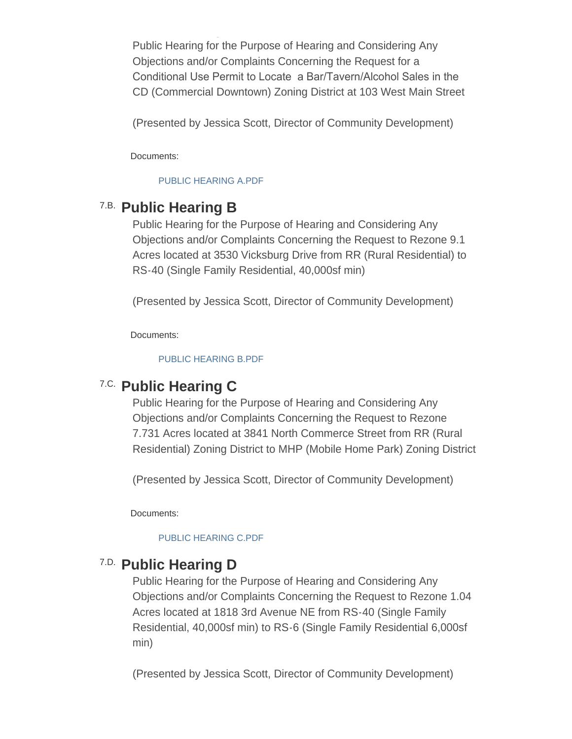Public Hearing for the Purpose of Hearing and Considering Any Objections and/or Complaints Concerning the Request for a Conditional Use Permit to Locate a Bar/Tavern/Alcohol Sales in the CD (Commercial Downtown) Zoning District at 103 West Main Street

(Presented by Jessica Scott, Director of Community Development)

Documents:

PUBLIC HEARING A.PDF

## 7.B. Public Hearing B

Public Hearing for the Purpose of Hearing and Considering Any Objections and/or Complaints Concerning the Request to Rezone 9.1 Acres located at 3530 Vicksburg Drive from RR (Rural Residential) to RS-40 (Single Family Residential, 40,000sf min)

(Presented by Jessica Scott, Director of Community Development)

Documents:

PUBLIC HEARING B.PDF

## 7.C. Public Hearing C

Public Hearing for the Purpose of Hearing and Considering Any Objections and/or Complaints Concerning the Request to Rezone 7.731 Acres located at 3841 North Commerce Street from RR (Rural Residential) Zoning District to MHP (Mobile Home Park) Zoning District

(Presented by Jessica Scott, Director of Community Development)

Documents:

PUBLIC HEARING C.PDF

## 7.D. Public Hearing D

Public Hearing for the Purpose of Hearing and Considering Any Objections and/or Complaints Concerning the Request to Rezone 1.04 Acres located at 1818 3rd Avenue NE from RS-40 (Single Family Residential, 40,000sf min) to RS-6 (Single Family Residential 6,000sf min)

(Presented by Jessica Scott, Director of Community Development)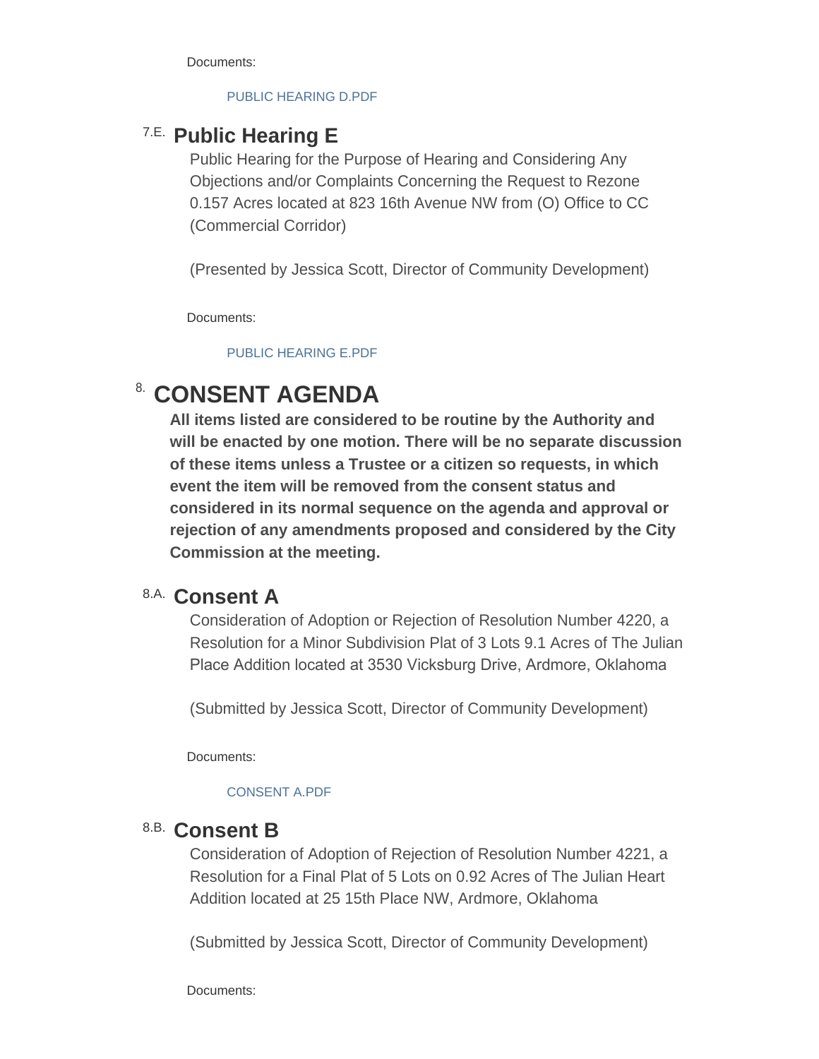Documents:

PUBLIC HEARING D.PDF

### 7.E. Public Hearing E

Public Hearing for the Purpose of Hearing and Considering Any Objections and/or Complaints Concerning the Request to Rezone 0.157 Acres located at 823 16th Avenue NW from (O) Office to CC (Commercial Corridor)

(Presented by Jessica Scott, Director of Community Development)

Documents:

PUBLIC HEARING E.PDF

## 8. CONSENT AGENDA

**All items listed are considered to be routine by the Authority and will be enacted by one motion. There will be no separate discussion of these items unless a Trustee or a citizen so requests, in which event the item will be removed from the consent status and considered in its normal sequence on the agenda and approval or rejection of any amendments proposed and considered by the City Commission at the meeting.**

### 8.A. Consent A

Consideration of Adoption or Rejection of Resolution Number 4220, a Resolution for a Minor Subdivision Plat of 3 Lots 9.1 Acres of The Julian Place Addition located at 3530 Vicksburg Drive, Ardmore, Oklahoma

(Submitted by Jessica Scott, Director of Community Development)

Documents:

CONSENT A.PDF

### 8.B. Consent B

Consideration of Adoption of Rejection of Resolution Number 4221, a Resolution for a Final Plat of 5 Lots on 0.92 Acres of The Julian Heart Addition located at 25 15th Place NW, Ardmore, Oklahoma

(Submitted by Jessica Scott, Director of Community Development)

Documents: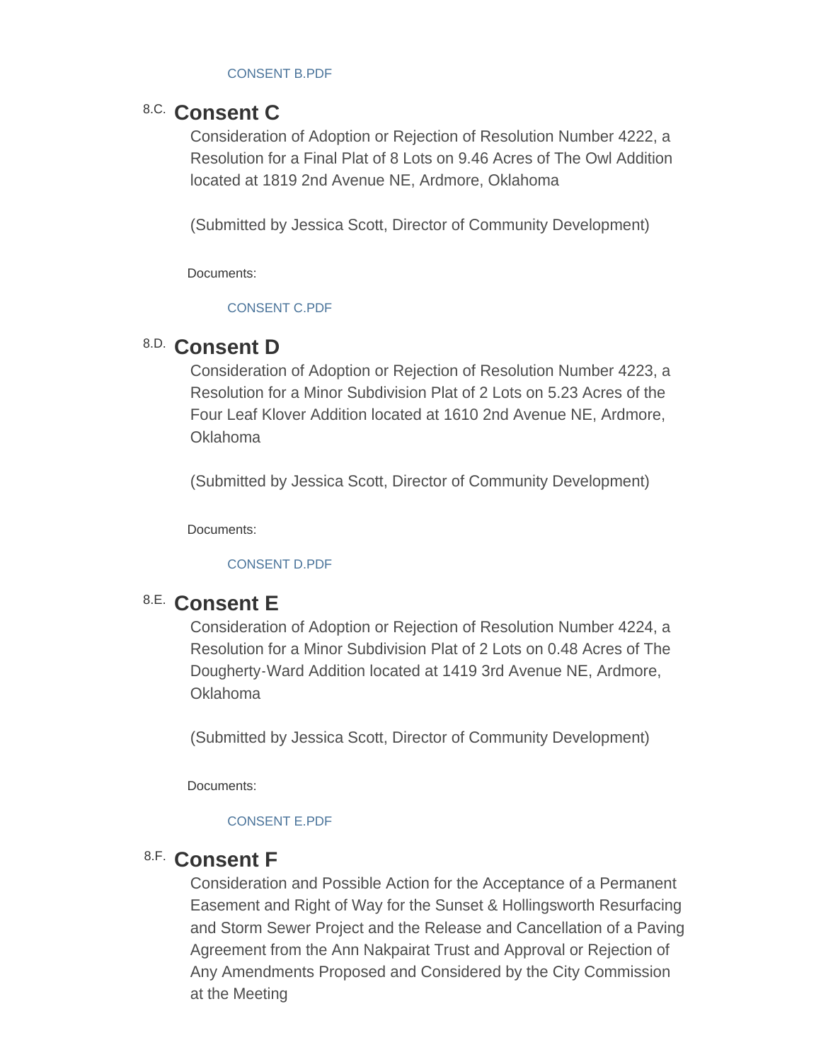CONSENT B.PDF

## 8.C. Consent C

Consideration of Adoption or Rejection of Resolution Number 4222, a Resolution for a Final Plat of 8 Lots on 9.46 Acres of The Owl Addition located at 1819 2nd Avenue NE, Ardmore, Oklahoma

(Submitted by Jessica Scott, Director of Community Development)

Documents:

CONSENT C.PDF

## 8.D. Consent D

Consideration of Adoption or Rejection of Resolution Number 4223, a Resolution for a Minor Subdivision Plat of 2 Lots on 5.23 Acres of the Four Leaf Klover Addition located at 1610 2nd Avenue NE, Ardmore, Oklahoma

(Submitted by Jessica Scott, Director of Community Development)

Documents:

CONSENT D.PDF

## 8.E. Consent E

Consideration of Adoption or Rejection of Resolution Number 4224, a Resolution for a Minor Subdivision Plat of 2 Lots on 0.48 Acres of The Dougherty-Ward Addition located at 1419 3rd Avenue NE, Ardmore, Oklahoma

(Submitted by Jessica Scott, Director of Community Development)

Documents:

CONSENT E.PDF

## 8.F. Consent F

Consideration and Possible Action for the Acceptance of a Permanent Easement and Right of Way for the Sunset & Hollingsworth Resurfacing and Storm Sewer Project and the Release and Cancellation of a Paving Agreement from the Ann Nakpairat Trust and Approval or Rejection of Any Amendments Proposed and Considered by the City Commission at the Meeting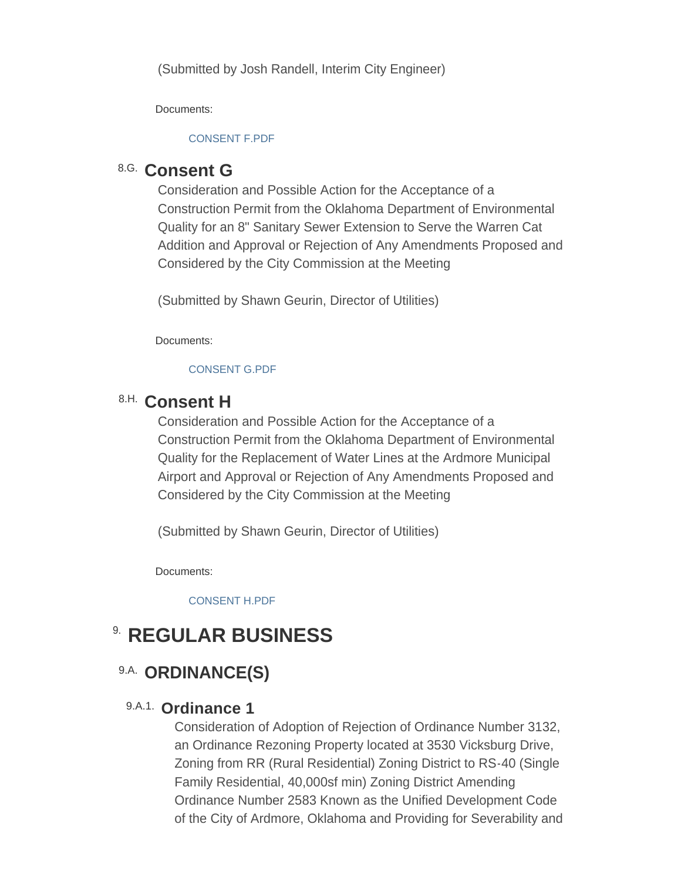(Submitted by Josh Randell, Interim City Engineer)

Documents:

CONSENT F.PDF

### 8.G. Consent G

Consideration and Possible Action for the Acceptance of a Construction Permit from the Oklahoma Department of Environmental Quality for an 8" Sanitary Sewer Extension to Serve the Warren Cat Addition and Approval or Rejection of Any Amendments Proposed and Considered by the City Commission at the Meeting

(Submitted by Shawn Geurin, Director of Utilities)

Documents:

CONSENT G.PDF

### 8.H. Consent H

Consideration and Possible Action for the Acceptance of a Construction Permit from the Oklahoma Department of Environmental Quality for the Replacement of Water Lines at the Ardmore Municipal Airport and Approval or Rejection of Any Amendments Proposed and Considered by the City Commission at the Meeting

(Submitted by Shawn Geurin, Director of Utilities)

Documents:

CONSENT H.PDF

# 9. REGULAR BUSINESS

## 9.A. ORDINANCE(S)

### 9.A.1. Ordinance 1

Consideration of Adoption of Rejection of Ordinance Number 3132, an Ordinance Rezoning Property located at 3530 Vicksburg Drive, Zoning from RR (Rural Residential) Zoning District to RS-40 (Single Family Residential, 40,000sf min) Zoning District Amending Ordinance Number 2583 Known as the Unified Development Code of the City of Ardmore, Oklahoma and Providing for Severability and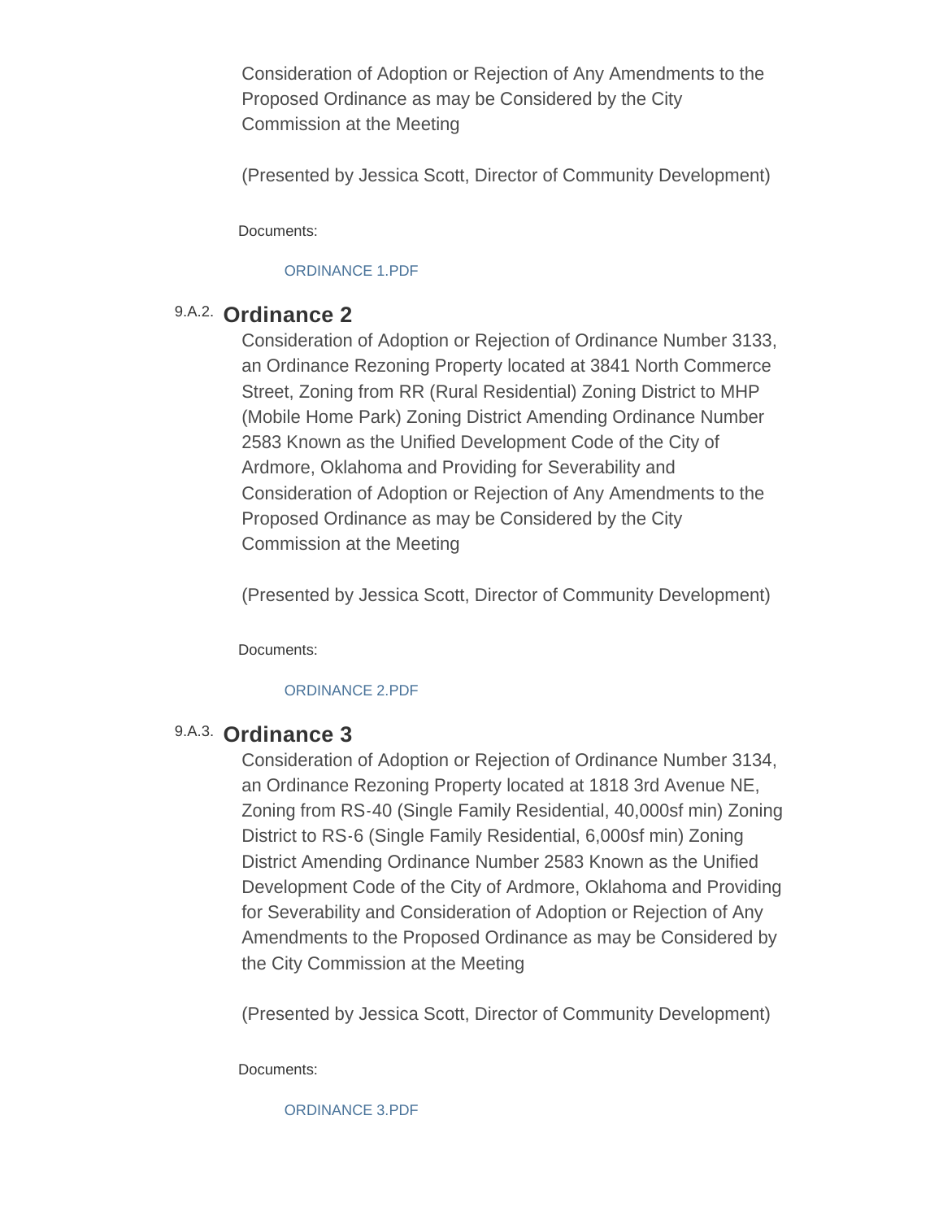Consideration of Adoption or Rejection of Any Amendments to the Proposed Ordinance as may be Considered by the City Commission at the Meeting

(Presented by Jessica Scott, Director of Community Development)

Documents:

ORDINANCE 1.PDF

### 9.A.2. Ordinance 2

Consideration of Adoption or Rejection of Ordinance Number 3133, an Ordinance Rezoning Property located at 3841 North Commerce Street, Zoning from RR (Rural Residential) Zoning District to MHP (Mobile Home Park) Zoning District Amending Ordinance Number 2583 Known as the Unified Development Code of the City of Ardmore, Oklahoma and Providing for Severability and Consideration of Adoption or Rejection of Any Amendments to the Proposed Ordinance as may be Considered by the City Commission at the Meeting

(Presented by Jessica Scott, Director of Community Development)

Documents:

ORDINANCE 2.PDF

### 9.A.3. Ordinance 3

Consideration of Adoption or Rejection of Ordinance Number 3134, an Ordinance Rezoning Property located at 1818 3rd Avenue NE, Zoning from RS-40 (Single Family Residential, 40,000sf min) Zoning District to RS-6 (Single Family Residential, 6,000sf min) Zoning District Amending Ordinance Number 2583 Known as the Unified Development Code of the City of Ardmore, Oklahoma and Providing for Severability and Consideration of Adoption or Rejection of Any Amendments to the Proposed Ordinance as may be Considered by the City Commission at the Meeting

(Presented by Jessica Scott, Director of Community Development)

Documents:

ORDINANCE 3.PDF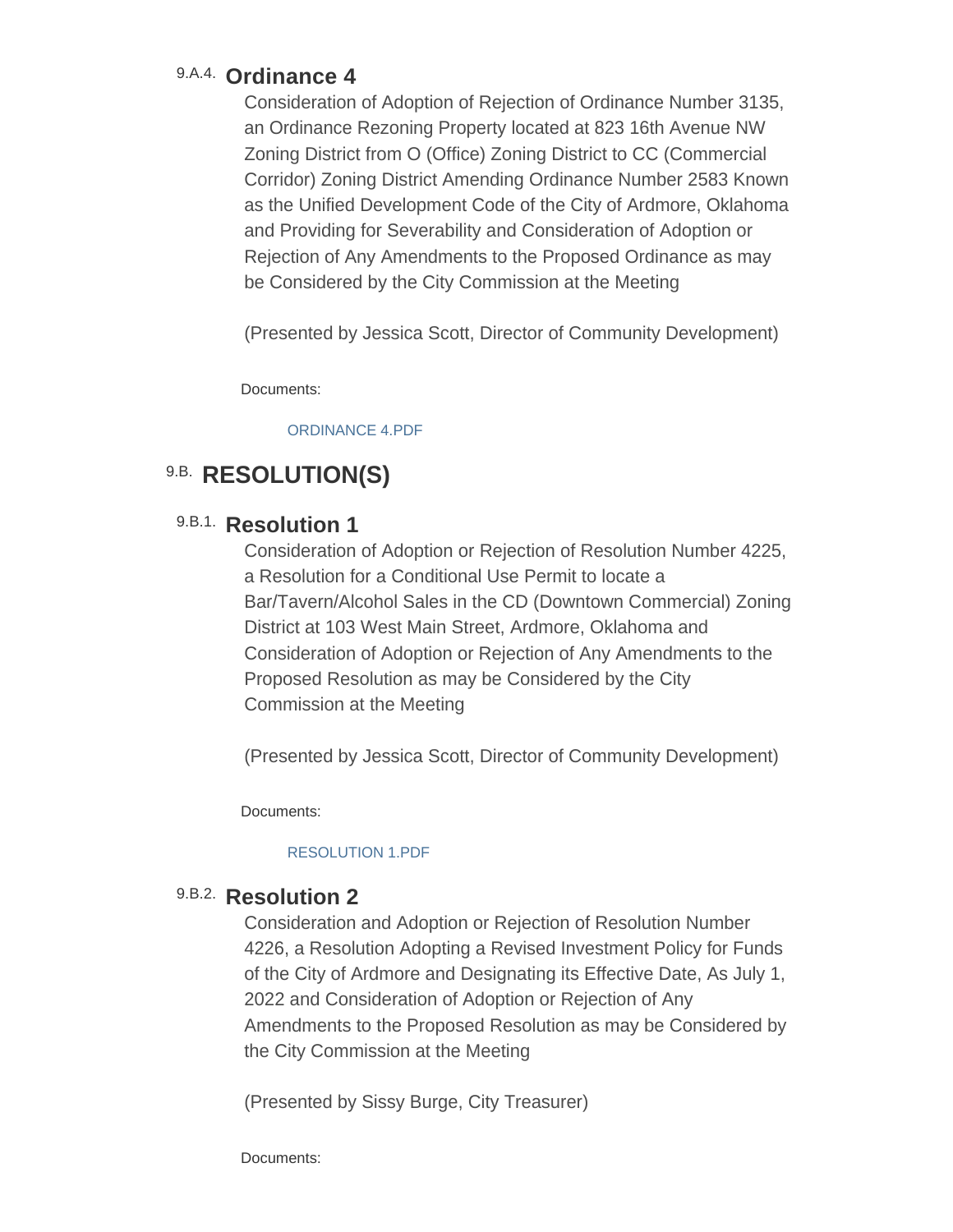### 9.A.4. Ordinance 4

Consideration of Adoption of Rejection of Ordinance Number 3135, an Ordinance Rezoning Property located at 823 16th Avenue NW Zoning District from O (Office) Zoning District to CC (Commercial Corridor) Zoning District Amending Ordinance Number 2583 Known as the Unified Development Code of the City of Ardmore, Oklahoma and Providing for Severability and Consideration of Adoption or Rejection of Any Amendments to the Proposed Ordinance as may be Considered by the City Commission at the Meeting

(Presented by Jessica Scott, Director of Community Development)

Documents:

ORDINANCE 4.PDF

## 9.B. RESOLUTION(S)

### 9.B.1. Resolution 1

Consideration of Adoption or Rejection of Resolution Number 4225, a Resolution for a Conditional Use Permit to locate a Bar/Tavern/Alcohol Sales in the CD (Downtown Commercial) Zoning District at 103 West Main Street, Ardmore, Oklahoma and Consideration of Adoption or Rejection of Any Amendments to the Proposed Resolution as may be Considered by the City Commission at the Meeting

(Presented by Jessica Scott, Director of Community Development)

Documents:

RESOLUTION 1.PDF

### 9.B.2. Resolution 2

Consideration and Adoption or Rejection of Resolution Number 4226, a Resolution Adopting a Revised Investment Policy for Funds of the City of Ardmore and Designating its Effective Date, As July 1, 2022 and Consideration of Adoption or Rejection of Any Amendments to the Proposed Resolution as may be Considered by the City Commission at the Meeting

(Presented by Sissy Burge, City Treasurer)

Documents: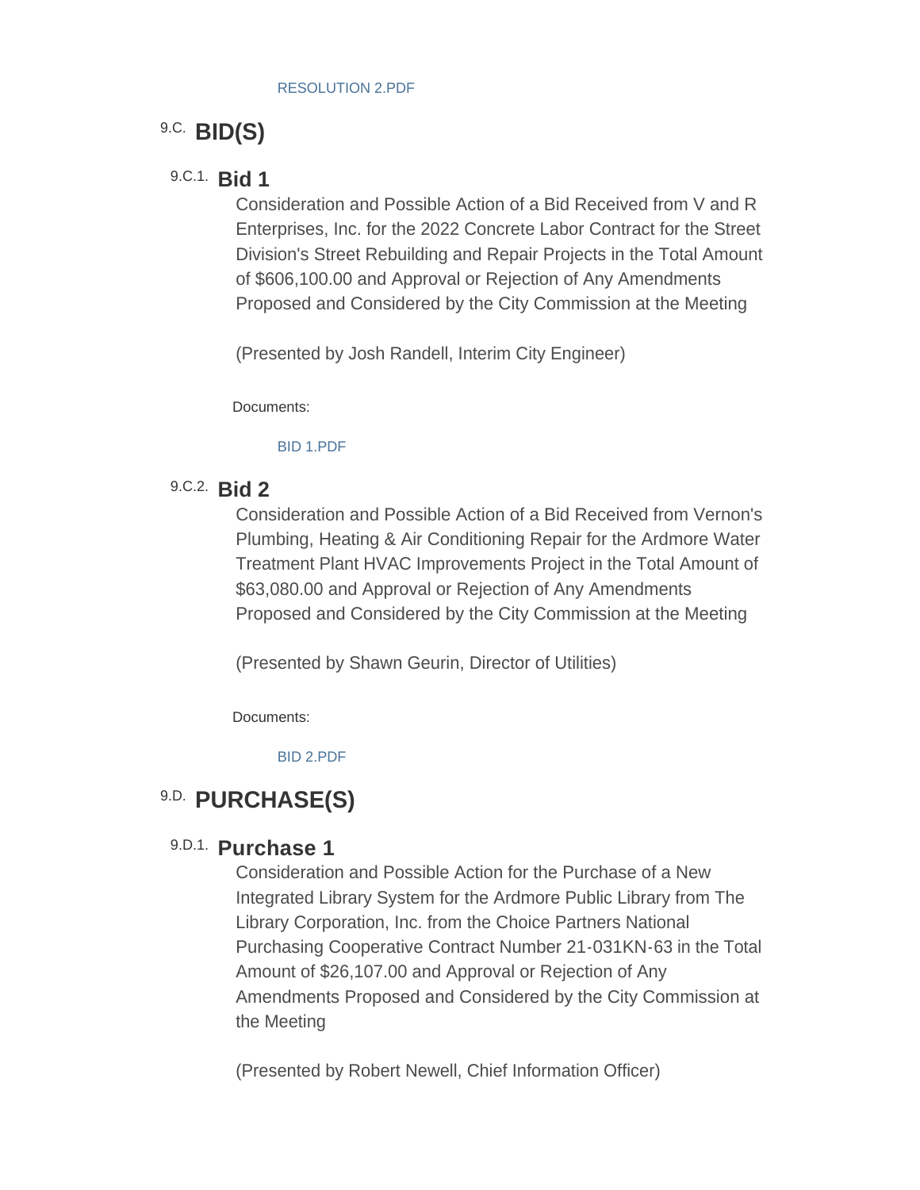RESOLUTION 2.PDF

## 9.C. BID(S)

### 9.C.1. Bid 1

Consideration and Possible Action of a Bid Received from V and R Enterprises, Inc. for the 2022 Concrete Labor Contract for the Street Division's Street Rebuilding and Repair Projects in the Total Amount of $606,100.00 and Approval or Rejection of Any Amendments Proposed and Considered by the City Commission at the Meeting

(Presented by Josh Randell, Interim City Engineer)

Documents:

BID 1.PDF

### 9.C.2. Bid 2

Consideration and Possible Action of a Bid Received from Vernon's Plumbing, Heating & Air Conditioning Repair for the Ardmore Water Treatment Plant HVAC Improvements Project in the Total Amount of $63,080.00 and Approval or Rejection of Any Amendments Proposed and Considered by the City Commission at the Meeting

(Presented by Shawn Geurin, Director of Utilities)

Documents:

BID 2.PDF

## 9.D. PURCHASE(S)

### 9.D.1. Purchase 1

Consideration and Possible Action for the Purchase of a New Integrated Library System for the Ardmore Public Library from The Library Corporation, Inc. from the Choice Partners National Purchasing Cooperative Contract Number 21-031KN-63 in the Total Amount of $26,107.00 and Approval or Rejection of Any Amendments Proposed and Considered by the City Commission at the Meeting

(Presented by Robert Newell, Chief Information Officer)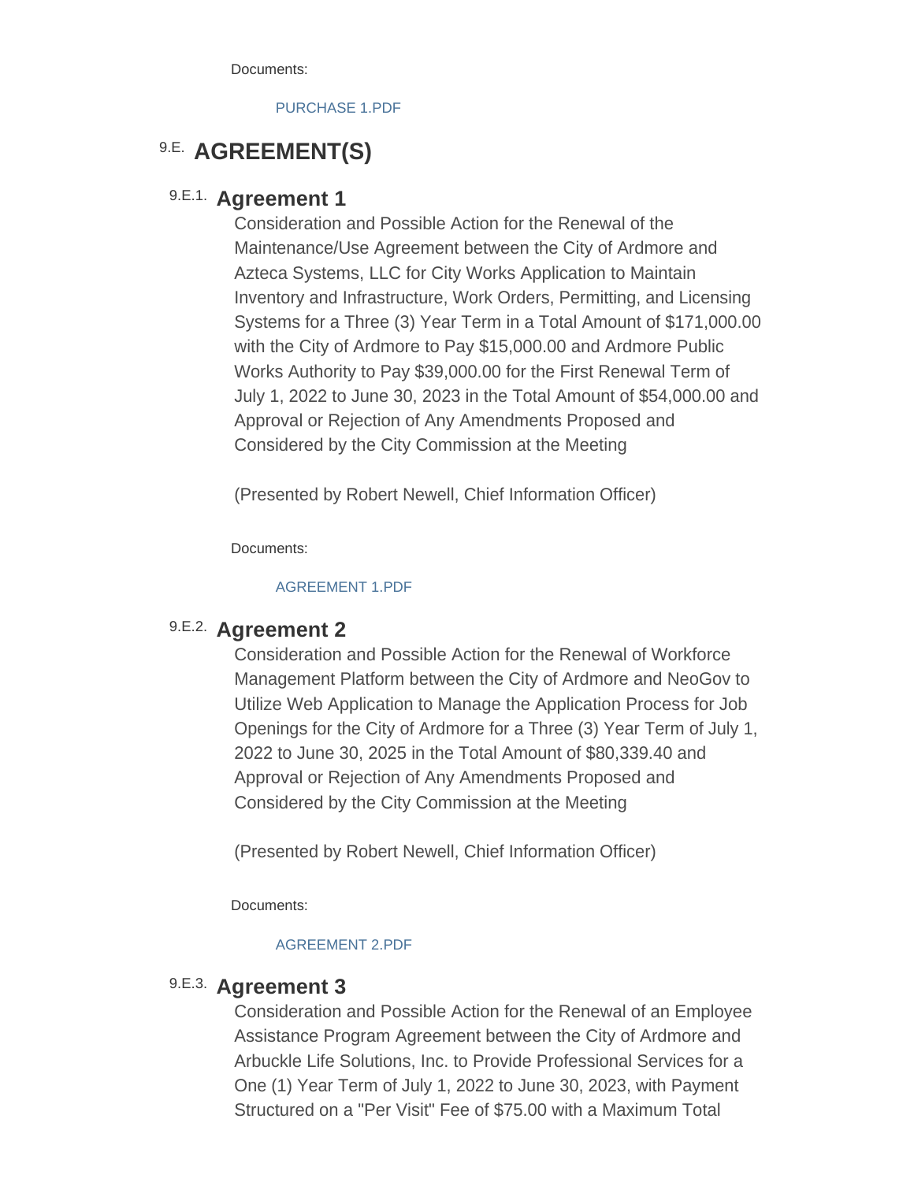Documents:

PURCHASE 1.PDF

## 9.E. AGREEMENT(S)

### 9.E.1. Agreement 1

Consideration and Possible Action for the Renewal of the Maintenance/Use Agreement between the City of Ardmore and Azteca Systems, LLC for City Works Application to Maintain Inventory and Infrastructure, Work Orders, Permitting, and Licensing Systems for a Three (3) Year Term in a Total Amount of $171,000.00 with the City of Ardmore to Pay $15,000.00 and Ardmore Public Works Authority to Pay $39,000.00 for the First Renewal Term of July 1, 2022 to June 30, 2023 in the Total Amount of $54,000.00 and Approval or Rejection of Any Amendments Proposed and Considered by the City Commission at the Meeting

(Presented by Robert Newell, Chief Information Officer)

Documents:

AGREEMENT 1.PDF

### 9.E.2. Agreement 2

Consideration and Possible Action for the Renewal of Workforce Management Platform between the City of Ardmore and NeoGov to Utilize Web Application to Manage the Application Process for Job Openings for the City of Ardmore for a Three (3) Year Term of July 1, 2022 to June 30, 2025 in the Total Amount of $80,339.40 and Approval or Rejection of Any Amendments Proposed and Considered by the City Commission at the Meeting

(Presented by Robert Newell, Chief Information Officer)

Documents:

AGREEMENT 2.PDF

### 9.E.3. Agreement 3

Consideration and Possible Action for the Renewal of an Employee Assistance Program Agreement between the City of Ardmore and Arbuckle Life Solutions, Inc. to Provide Professional Services for a One (1) Year Term of July 1, 2022 to June 30, 2023, with Payment Structured on a "Per Visit" Fee of $75.00 with a Maximum Total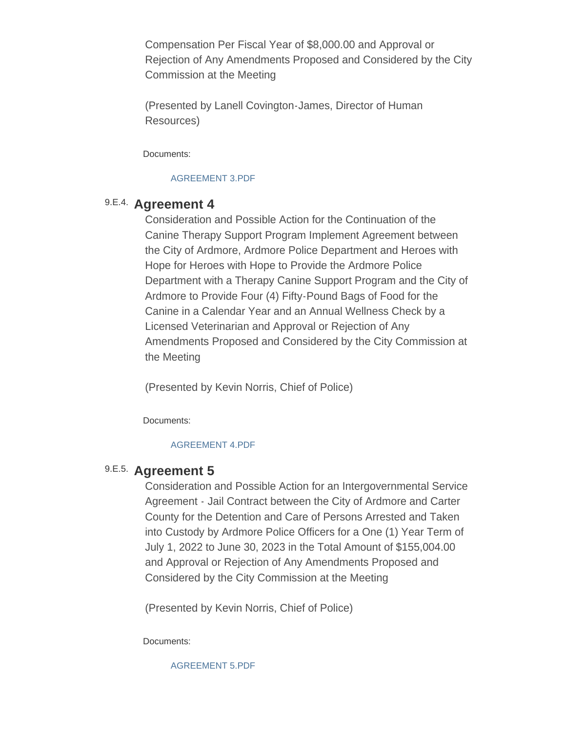Compensation Per Fiscal Year of $8,000.00 and Approval or Rejection of Any Amendments Proposed and Considered by the City Commission at the Meeting

(Presented by Lanell Covington-James, Director of Human Resources)

Documents:

AGREEMENT 3.PDF

### 9.E.4. Agreement 4

Consideration and Possible Action for the Continuation of the Canine Therapy Support Program Implement Agreement between the City of Ardmore, Ardmore Police Department and Heroes with Hope for Heroes with Hope to Provide the Ardmore Police Department with a Therapy Canine Support Program and the City of Ardmore to Provide Four (4) Fifty-Pound Bags of Food for the Canine in a Calendar Year and an Annual Wellness Check by a Licensed Veterinarian and Approval or Rejection of Any Amendments Proposed and Considered by the City Commission at the Meeting

(Presented by Kevin Norris, Chief of Police)

Documents:

AGREEMENT 4.PDF

### 9.E.5. Agreement 5

Consideration and Possible Action for an Intergovernmental Service Agreement - Jail Contract between the City of Ardmore and Carter County for the Detention and Care of Persons Arrested and Taken into Custody by Ardmore Police Officers for a One (1) Year Term of July 1, 2022 to June 30, 2023 in the Total Amount of $155,004.00 and Approval or Rejection of Any Amendments Proposed and Considered by the City Commission at the Meeting

(Presented by Kevin Norris, Chief of Police)

Documents:

AGREEMENT 5.PDF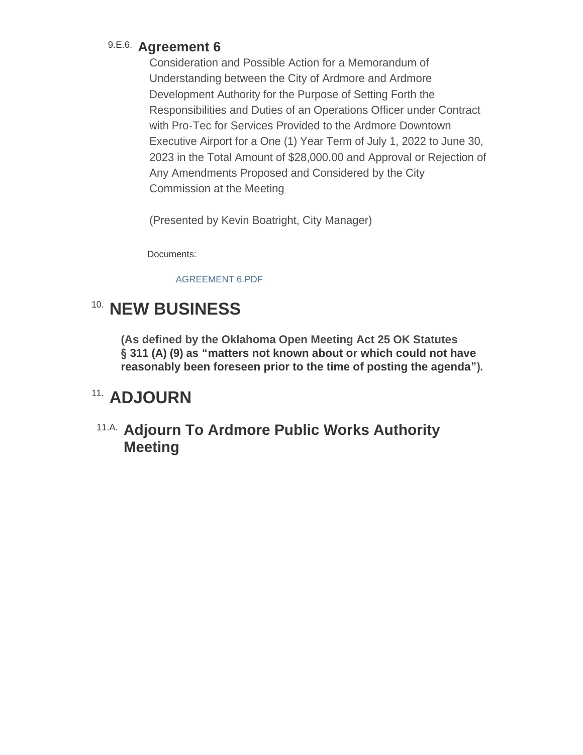### 9.E.6. Agreement 6

Consideration and Possible Action for a Memorandum of Understanding between the City of Ardmore and Ardmore Development Authority for the Purpose of Setting Forth the Responsibilities and Duties of an Operations Officer under Contract with Pro-Tec for Services Provided to the Ardmore Downtown Executive Airport for a One (1) Year Term of July 1, 2022 to June 30, 2023 in the Total Amount of $28,000.00 and Approval or Rejection of Any Amendments Proposed and Considered by the City Commission at the Meeting

(Presented by Kevin Boatright, City Manager)

Documents:

AGREEMENT 6.PDF

## 10. NEW BUSINESS

**(As defined by the Oklahoma Open Meeting Act 25 OK Statutes § 311 (A) (9) as "matters not known about or which could not have reasonably been foreseen prior to the time of posting the agenda").**

## 11. ADJOURN

### 11.A. Adjourn To Ardmore Public Works Authority Meeting